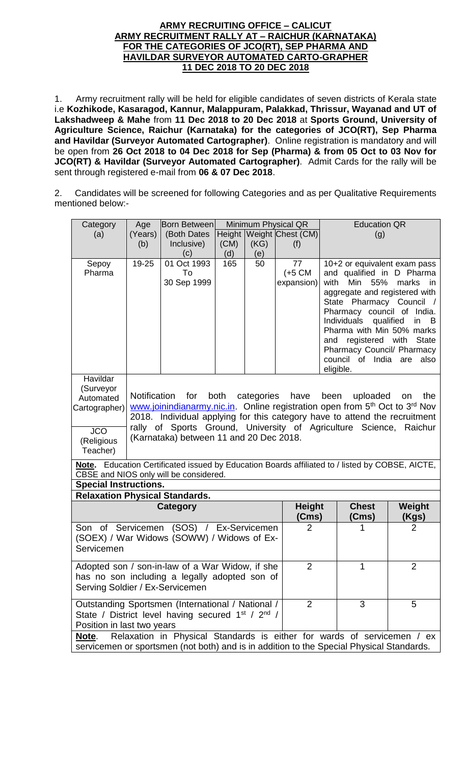# ARMY RECRUITING OFFICE – CALICUT
## ARMY RECRUITMENT RALLY AT – RAICHUR (KARNATAKA) FOR THE CATEGORIES OF JCO(RT), SEP PHARMA AND HAVILDAR SURVEYOR AUTOMATED CARTO-GRAPHER
## 11 DEC 2018 TO 20 DEC 2018

1. Army recruitment rally will be held for eligible candidates of seven districts of Kerala state i.e **Kozhikode, Kasaragod, Kannur, Malappuram, Palakkad, Thrissur, Wayanad and UT of Lakshadweep & Mahe** from **11 Dec 2018 to 20 Dec 2018** at **Sports Ground, University of Agriculture Science, Raichur (Karnataka) for the categories of JCO(RT), Sep Pharma and Havildar (Surveyor Automated Cartographer)**. Online registration is mandatory and will be open from **26 Oct 2018 to 04 Dec 2018 for Sep (Pharma) & from 05 Oct to 03 Nov for JCO(RT) & Havildar (Surveyor Automated Cartographer)**. Admit Cards for the rally will be sent through registered e-mail from **06 & 07 Dec 2018**.

2. Candidates will be screened for following Categories and as per Qualitative Requirements mentioned below:-

| Category (a) | Age (Years) (b) | Born Between (Both Dates Inclusive) (c) | Minimum Physical QR Height (CM) (d) | Weight (KG) (e) | Chest (CM) (f) | Education QR (g) |
|---|---|---|---|---|---|---|
| Sepoy Pharma | 19-25 | 01 Oct 1993 To 30 Sep 1999 | 165 | 50 | 77 (+5 CM expansion) | 10+2 or equivalent exam pass and qualified in D Pharma with Min 55% marks in aggregate and registered with State Pharmacy Council / Pharmacy council of India. Individuals qualified in B Pharma with Min 50% marks and registered with State Pharmacy Council/ Pharmacy council of India are also eligible. |
| Havildar (Surveyor Automated Cartographer) | Notification for both categories have been uploaded on the www.joinindianarmy.nic.in. Online registration open from 5th Oct to 3rd Nov 2018. Individual applying for this category have to attend the recruitment rally of Sports Ground, University of Agriculture Science, Raichur (Karnataka) between 11 and 20 Dec 2018. | | | | | |
| JCO (Religious Teacher) | | | | | | |

**Note.** Education Certificated issued by Education Boards affiliated to / listed by COBSE, AICTE, CBSE and NIOS only will be considered.

**Special Instructions.**

**Relaxation Physical Standards.**

| Category | Height (Cms) | Chest (Cms) | Weight (Kgs) |
|---|---|---|---|
| Son of Servicemen (SOS) / Ex-Servicemen (SOEX) / War Widows (SOWW) / Widows of Ex-Servicemen | 2 | 1 | 2 |
| Adopted son / son-in-law of a War Widow, if she has no son including a legally adopted son of Serving Soldier / Ex-Servicemen | 2 | 1 | 2 |
| Outstanding Sportsmen (International / National / State / District level having secured 1st / 2nd / Position in last two years | 2 | 3 | 5 |

**Note**. Relaxation in Physical Standards is either for wards of servicemen / ex servicemen or sportsmen (not both) and is in addition to the Special Physical Standards.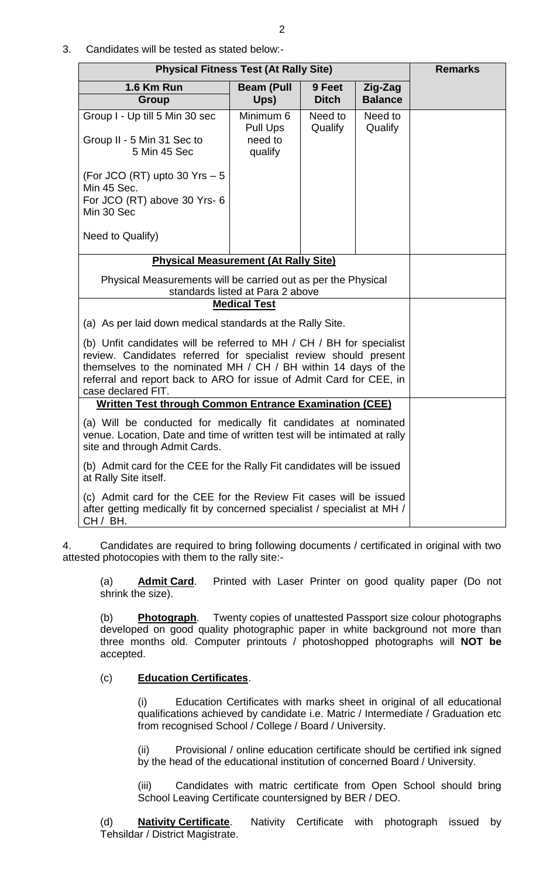3. Candidates will be tested as stated below:-

| Physical Fitness Test (At Rally Site) | | | | Remarks |
|---|---|---|---|---|
| **1.6 Km Run Group** | **Beam (Pull Ups)** | **9 Feet Ditch** | **Zig-Zag Balance** | |
| Group I - Up till 5 Min 30 sec<br><br>Group II - 5 Min 31 Sec to 5 Min 45 Sec<br><br>(For JCO (RT) upto 30 Yrs – 5 Min 45 Sec.<br>For JCO (RT) above 30 Yrs- 6 Min 30 Sec<br><br>Need to Qualify) | Minimum 6 Pull Ups need to qualify | Need to Qualify | Need to Qualify | |
| **Physical Measurement (At Rally Site)**<br><br>Physical Measurements will be carried out as per the Physical standards listed at Para 2 above | | | | |
| **Medical Test**<br><br>(a) As per laid down medical standards at the Rally Site.<br><br>(b) Unfit candidates will be referred to MH / CH / BH for specialist review. Candidates referred for specialist review should present themselves to the nominated MH / CH / BH within 14 days of the referral and report back to ARO for issue of Admit Card for CEE, in case declared FIT. | | | | |
| **Written Test through Common Entrance Examination (CEE)**<br><br>(a) Will be conducted for medically fit candidates at nominated venue. Location, Date and time of written test will be intimated at rally site and through Admit Cards.<br><br>(b) Admit card for the CEE for the Rally Fit candidates will be issued at Rally Site itself.<br><br>(c) Admit card for the CEE for the Review Fit cases will be issued after getting medically fit by concerned specialist / specialist at MH / CH / BH. | | | | |

4. Candidates are required to bring following documents / certificated in original with two attested photocopies with them to the rally site:-

(a) **Admit Card**. Printed with Laser Printer on good quality paper (Do not shrink the size).

(b) **Photograph**. Twenty copies of unattested Passport size colour photographs developed on good quality photographic paper in white background not more than three months old. Computer printouts / photoshopped photographs will **NOT be** accepted.

(c) **Education Certificates**.

(i) Education Certificates with marks sheet in original of all educational qualifications achieved by candidate i.e. Matric / Intermediate / Graduation etc from recognised School / College / Board / University.

(ii) Provisional / online education certificate should be certified ink signed by the head of the educational institution of concerned Board / University.

(iii) Candidates with matric certificate from Open School should bring School Leaving Certificate countersigned by BER / DEO.

(d) **Nativity Certificate**. Nativity Certificate with photograph issued by Tehsildar / District Magistrate.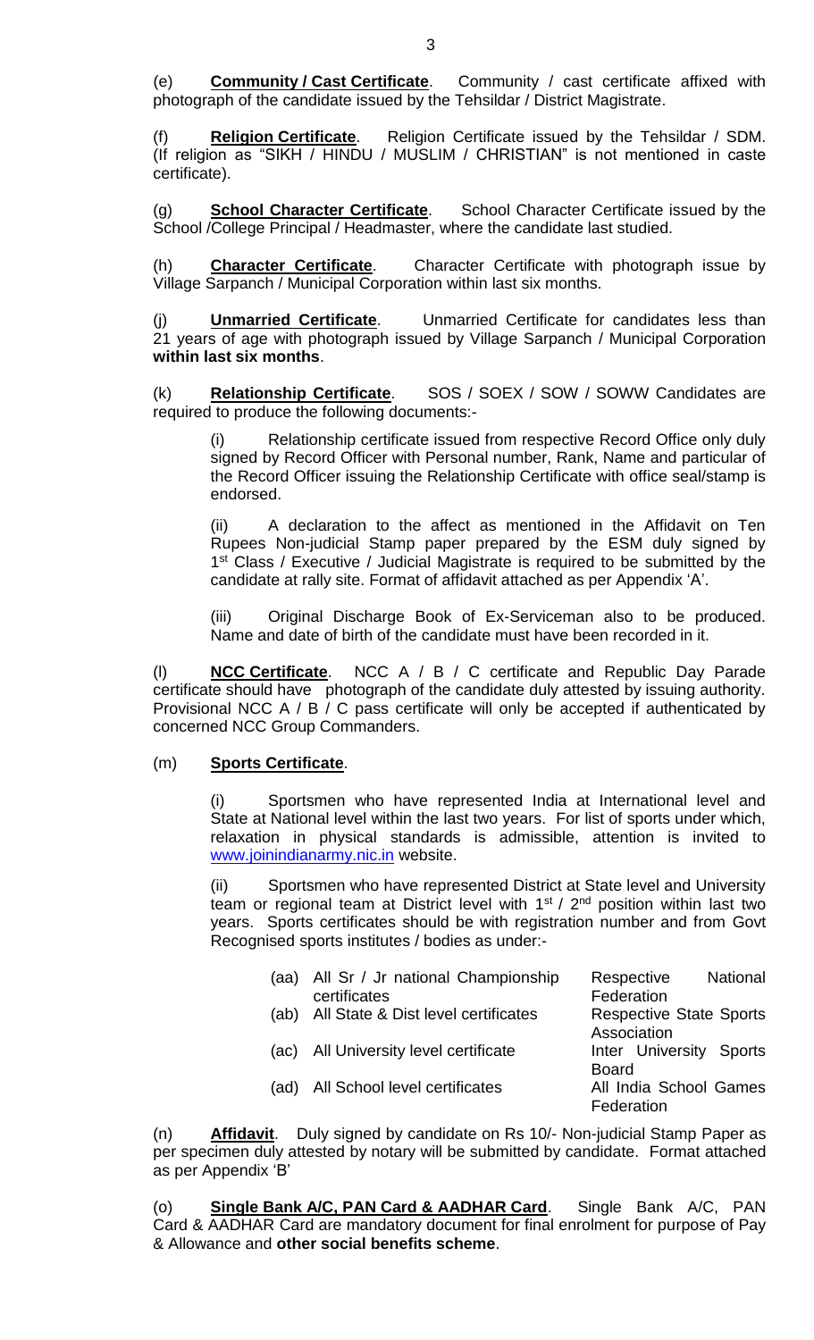(e) **Community / Cast Certificate**. Community / cast certificate affixed with photograph of the candidate issued by the Tehsildar / District Magistrate.

(f) **Religion Certificate**. Religion Certificate issued by the Tehsildar / SDM. (If religion as "SIKH / HINDU / MUSLIM / CHRISTIAN" is not mentioned in caste certificate).

(g) **School Character Certificate**. School Character Certificate issued by the School /College Principal / Headmaster, where the candidate last studied.

(h) **Character Certificate**. Character Certificate with photograph issue by Village Sarpanch / Municipal Corporation within last six months.

(j) **Unmarried Certificate**. Unmarried Certificate for candidates less than 21 years of age with photograph issued by Village Sarpanch / Municipal Corporation **within last six months**.

(k) **Relationship Certificate**. SOS / SOEX / SOW / SOWW Candidates are required to produce the following documents:-

(i) Relationship certificate issued from respective Record Office only duly signed by Record Officer with Personal number, Rank, Name and particular of the Record Officer issuing the Relationship Certificate with office seal/stamp is endorsed.

(ii) A declaration to the affect as mentioned in the Affidavit on Ten Rupees Non-judicial Stamp paper prepared by the ESM duly signed by 1st Class / Executive / Judicial Magistrate is required to be submitted by the candidate at rally site. Format of affidavit attached as per Appendix 'A'.

(iii) Original Discharge Book of Ex-Serviceman also to be produced. Name and date of birth of the candidate must have been recorded in it.

(l) **NCC Certificate**. NCC A / B / C certificate and Republic Day Parade certificate should have photograph of the candidate duly attested by issuing authority. Provisional NCC A / B / C pass certificate will only be accepted if authenticated by concerned NCC Group Commanders.

(m) **Sports Certificate**.

(i) Sportsmen who have represented India at International level and State at National level within the last two years. For list of sports under which, relaxation in physical standards is admissible, attention is invited to www.joinindianarmy.nic.in website.

(ii) Sportsmen who have represented District at State level and University team or regional team at District level with 1st / 2nd position within last two years. Sports certificates should be with registration number and from Govt Recognised sports institutes / bodies as under:-

| | | |
|---|---|---|
| (aa) | All Sr / Jr national Championship certificates | Respective National Federation |
| (ab) | All State & Dist level certificates | Respective State Sports Association |
| (ac) | All University level certificate | Inter University Sports Board |
| (ad) | All School level certificates | All India School Games Federation |

(n) **Affidavit**. Duly signed by candidate on Rs 10/- Non-judicial Stamp Paper as per specimen duly attested by notary will be submitted by candidate. Format attached as per Appendix 'B'

(o) **Single Bank A/C, PAN Card & AADHAR Card**. Single Bank A/C, PAN Card & AADHAR Card are mandatory document for final enrolment for purpose of Pay & Allowance and **other social benefits scheme**.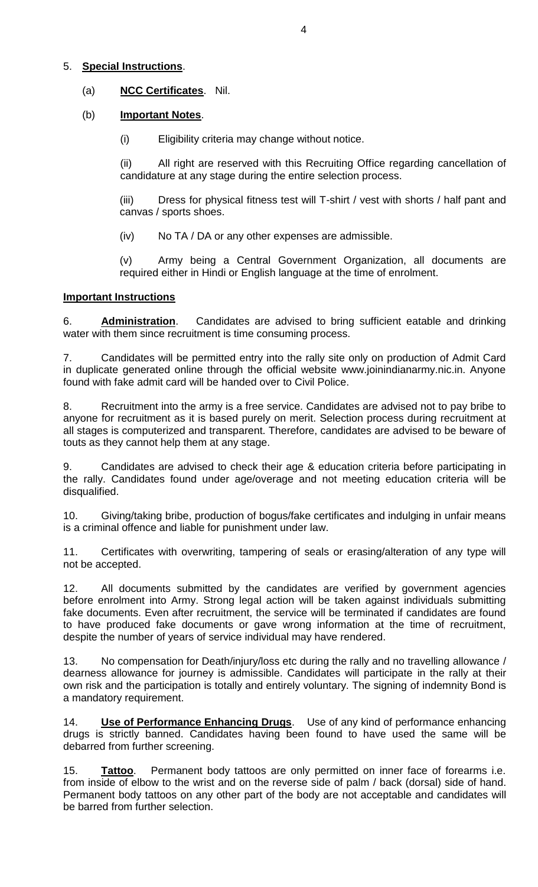5. **Special Instructions**.

(a) **NCC Certificates**. Nil.

(b) **Important Notes**.

(i) Eligibility criteria may change without notice.

(ii) All right are reserved with this Recruiting Office regarding cancellation of candidature at any stage during the entire selection process.

(iii) Dress for physical fitness test will T-shirt / vest with shorts / half pant and canvas / sports shoes.

(iv) No TA / DA or any other expenses are admissible.

(v) Army being a Central Government Organization, all documents are required either in Hindi or English language at the time of enrolment.

**Important Instructions**

6. **Administration**. Candidates are advised to bring sufficient eatable and drinking water with them since recruitment is time consuming process.

7. Candidates will be permitted entry into the rally site only on production of Admit Card in duplicate generated online through the official website www.joinindianarmy.nic.in. Anyone found with fake admit card will be handed over to Civil Police.

8. Recruitment into the army is a free service. Candidates are advised not to pay bribe to anyone for recruitment as it is based purely on merit. Selection process during recruitment at all stages is computerized and transparent. Therefore, candidates are advised to be beware of touts as they cannot help them at any stage.

9. Candidates are advised to check their age & education criteria before participating in the rally. Candidates found under age/overage and not meeting education criteria will be disqualified.

10. Giving/taking bribe, production of bogus/fake certificates and indulging in unfair means is a criminal offence and liable for punishment under law.

11. Certificates with overwriting, tampering of seals or erasing/alteration of any type will not be accepted.

12. All documents submitted by the candidates are verified by government agencies before enrolment into Army. Strong legal action will be taken against individuals submitting fake documents. Even after recruitment, the service will be terminated if candidates are found to have produced fake documents or gave wrong information at the time of recruitment, despite the number of years of service individual may have rendered.

13. No compensation for Death/injury/loss etc during the rally and no travelling allowance / dearness allowance for journey is admissible. Candidates will participate in the rally at their own risk and the participation is totally and entirely voluntary. The signing of indemnity Bond is a mandatory requirement.

14. **Use of Performance Enhancing Drugs**. Use of any kind of performance enhancing drugs is strictly banned. Candidates having been found to have used the same will be debarred from further screening.

15. **Tattoo**. Permanent body tattoos are only permitted on inner face of forearms i.e. from inside of elbow to the wrist and on the reverse side of palm / back (dorsal) side of hand. Permanent body tattoos on any other part of the body are not acceptable and candidates will be barred from further selection.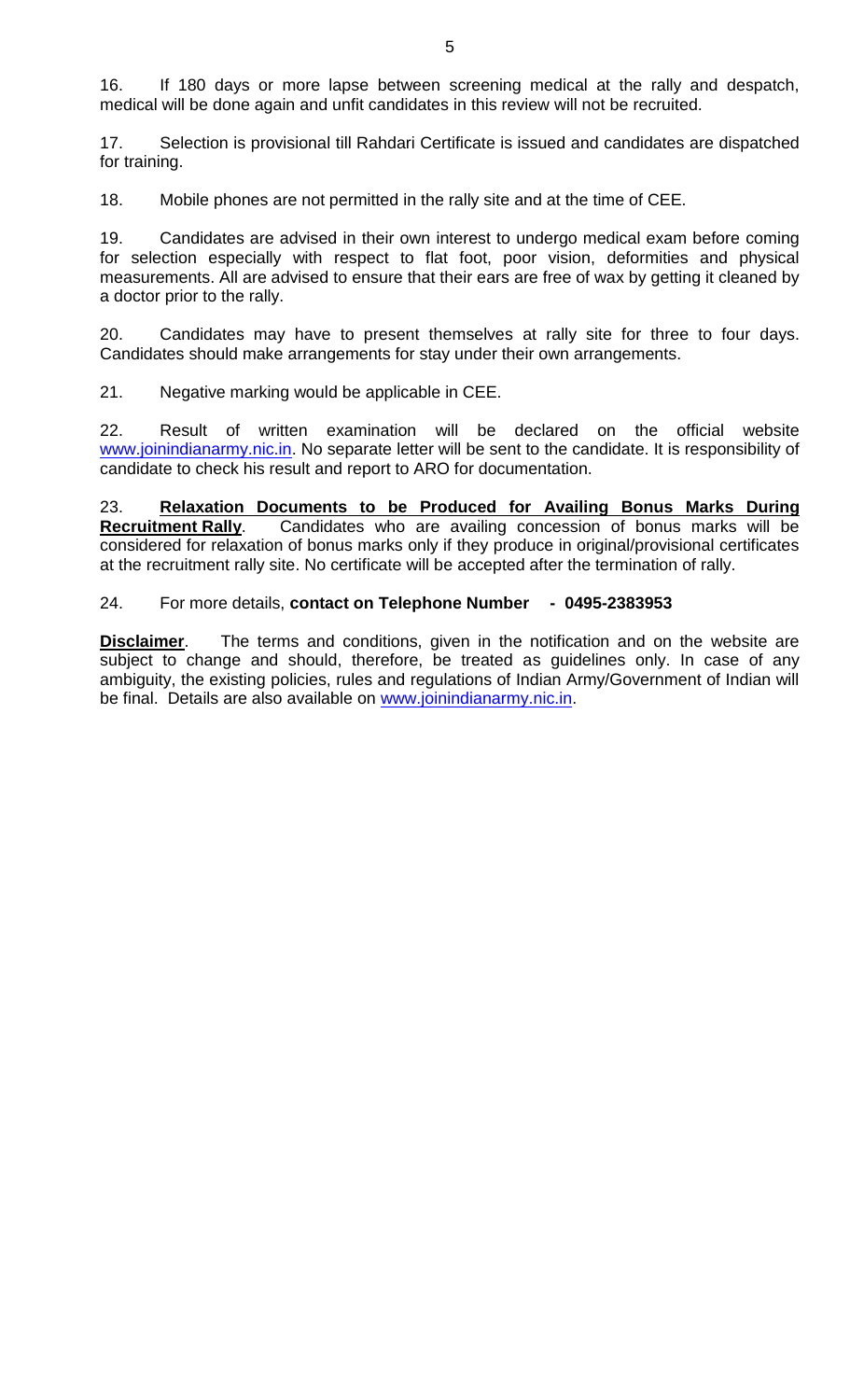16. If 180 days or more lapse between screening medical at the rally and despatch, medical will be done again and unfit candidates in this review will not be recruited.

17. Selection is provisional till Rahdari Certificate is issued and candidates are dispatched for training.

18. Mobile phones are not permitted in the rally site and at the time of CEE.

19. Candidates are advised in their own interest to undergo medical exam before coming for selection especially with respect to flat foot, poor vision, deformities and physical measurements. All are advised to ensure that their ears are free of wax by getting it cleaned by a doctor prior to the rally.

20. Candidates may have to present themselves at rally site for three to four days. Candidates should make arrangements for stay under their own arrangements.

21. Negative marking would be applicable in CEE.

22. Result of written examination will be declared on the official website www.joinindianarmy.nic.in. No separate letter will be sent to the candidate. It is responsibility of candidate to check his result and report to ARO for documentation.

23. **Relaxation Documents to be Produced for Availing Bonus Marks During Recruitment Rally**. Candidates who are availing concession of bonus marks will be considered for relaxation of bonus marks only if they produce in original/provisional certificates at the recruitment rally site. No certificate will be accepted after the termination of rally.

24. For more details, **contact on Telephone Number - 0495-2383953**

**Disclaimer**. The terms and conditions, given in the notification and on the website are subject to change and should, therefore, be treated as guidelines only. In case of any ambiguity, the existing policies, rules and regulations of Indian Army/Government of Indian will be final. Details are also available on www.joinindianarmy.nic.in.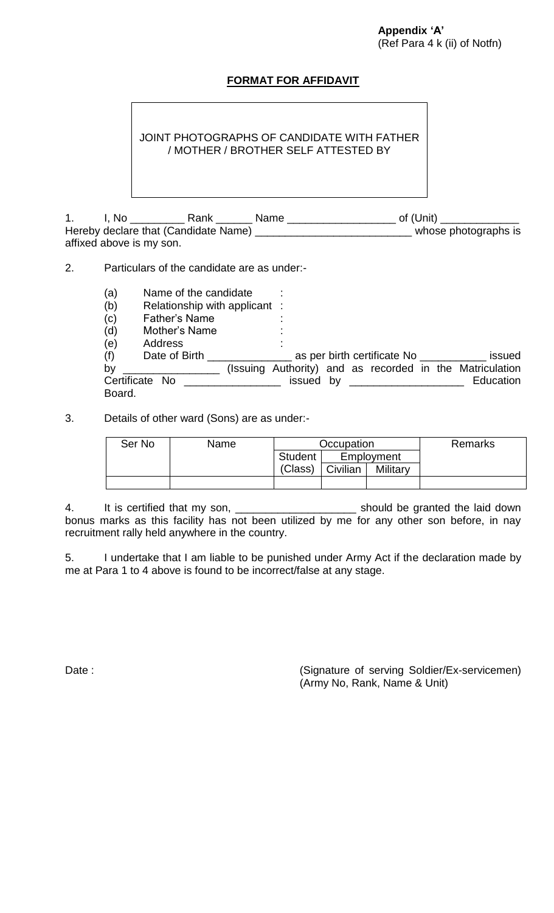**Appendix 'A'**
(Ref Para 4 k (ii) of Notfn)

## FORMAT FOR AFFIDAVIT

JOINT PHOTOGRAPHS OF CANDIDATE WITH FATHER / MOTHER / BROTHER SELF ATTESTED BY

1. I, No _________ Rank ______ Name __________________ of (Unit) _____________ Hereby declare that (Candidate Name) __________________________ whose photographs is affixed above is my son.

2. Particulars of the candidate are as under:-

   (a) Name of the candidate :
   (b) Relationship with applicant :
   (c) Father's Name :
   (d) Mother's Name :
   (e) Address :
   (f) Date of Birth ______________ as per birth certificate No ___________ issued by ________________ (Issuing Authority) and as recorded in the Matriculation Certificate No ________________ issued by ___________________ Education Board.

3. Details of other ward (Sons) are as under:-

| Ser No | Name | Occupation | | | Remarks |
|---|---|---|---|---|---|
| | | Student | Employment | | |
| | | (Class) | Civilian | Military | |
| | | | | | |

4. It is certified that my son, ____________________ should be granted the laid down bonus marks as this facility has not been utilized by me for any other son before, in nay recruitment rally held anywhere in the country.

5. I undertake that I am liable to be punished under Army Act if the declaration made by me at Para 1 to 4 above is found to be incorrect/false at any stage.

Date :

(Signature of serving Soldier/Ex-servicemen)
(Army No, Rank, Name & Unit)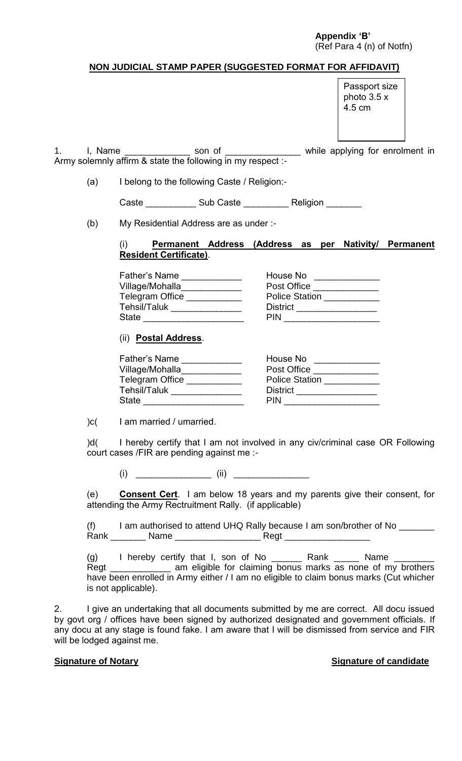**Appendix 'B'**
(Ref Para 4 (n) of Notfn)

**NON JUDICIAL STAMP PAPER (SUGGESTED FORMAT FOR AFFIDAVIT)**

Passport size photo 3.5 x 4.5 cm

1. I, Name _____________ son of _______________ while applying for enrolment in Army solemnly affirm & state the following in my respect :-

(a) I belong to the following Caste / Religion:-

Caste __________ Sub Caste _________ Religion _______

(b) My Residential Address are as under :-

(i) **Permanent Address (Address as per Nativity/ Permanent Resident Certificate)**.

| | |
|---|---|
| Father's Name ____________ | House No _____________ |
| Village/Mohalla____________ | Post Office _____________ |
| Telegram Office ___________ | Police Station ___________ |
| Tehsil/Taluk ______________ | District ________________ |
| State ____________________ | PIN ___________________ |

(ii) **Postal Address**.

| | |
|---|---|
| Father's Name ____________ | House No _____________ |
| Village/Mohalla____________ | Post Office _____________ |
| Telegram Office ___________ | Police Station ___________ |
| Tehsil/Taluk ______________ | District ________________ |
| State ____________________ | PIN ___________________ |

)c( I am married / umarried.

)d( I hereby certify that I am not involved in any civ/criminal case OR Following court cases /FIR are pending against me :-

(i) _______________ (ii) _______________

(e) **Consent Cert**. I am below 18 years and my parents give their consent, for attending the Army Rectruitment Rally. (if applicable)

(f) I am authorised to attend UHQ Rally because I am son/brother of No _______ Rank _______ Name _________________ Regt _________________

(g) I hereby certify that I, son of No ______ Rank _____ Name ________ Regt ____________ am eligible for claiming bonus marks as none of my brothers have been enrolled in Army either / I am no eligible to claim bonus marks (Cut whicher is not applicable).

2. I give an undertaking that all documents submitted by me are correct. All docu issued by govt org / offices have been signed by authorized designated and government officials. If any docu at any stage is found fake. I am aware that I will be dismissed from service and FIR will be lodged against me.

**Signature of Notary** **Signature of candidate**